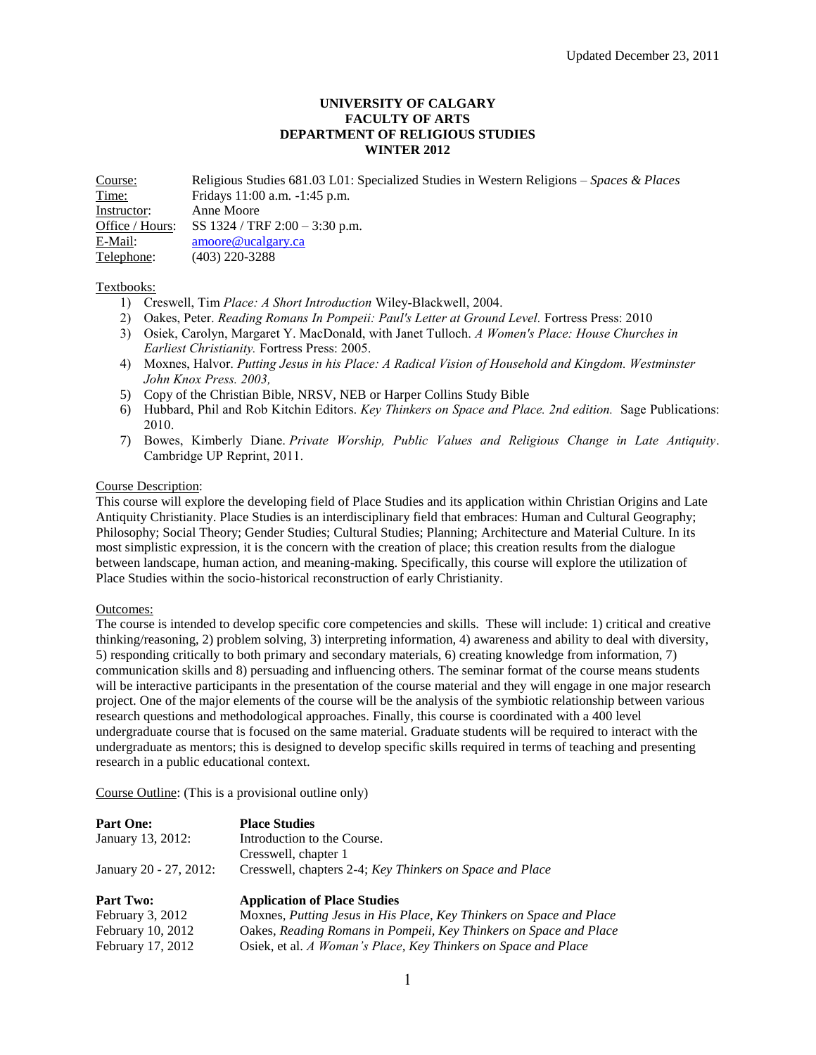Updated December 23, 2011

**UNIVERSITY OF CALGARY**
**FACULTY OF ARTS**
**DEPARTMENT OF RELIGIOUS STUDIES**
**WINTER 2012**

| | |
|---|---|
| Course: | Religious Studies 681.03 L01: Specialized Studies in Western Religions – *Spaces & Places* |
| Time: | Fridays 11:00 a.m. -1:45 p.m. |
| Instructor: | Anne Moore |
| Office / Hours: | SS 1324 / TRF 2:00 – 3:30 p.m. |
| E-Mail: | amoore@ucalgary.ca |
| Telephone: | (403) 220-3288 |

Textbooks:

1) Creswell, Tim *Place: A Short Introduction* Wiley-Blackwell, 2004.
2) Oakes, Peter. *Reading Romans In Pompeii: Paul's Letter at Ground Level.* Fortress Press: 2010
3) Osiek, Carolyn, Margaret Y. MacDonald, with Janet Tulloch. *A Women's Place: House Churches in Earliest Christianity.* Fortress Press: 2005.
4) Moxnes, Halvor. *Putting Jesus in his Place: A Radical Vision of Household and Kingdom. Westminster John Knox Press. 2003,*
5) Copy of the Christian Bible, NRSV, NEB or Harper Collins Study Bible
6) Hubbard, Phil and Rob Kitchin Editors. *Key Thinkers on Space and Place. 2nd edition.* Sage Publications: 2010.
7) Bowes, Kimberly Diane. *Private Worship, Public Values and Religious Change in Late Antiquity*. Cambridge UP Reprint, 2011.

Course Description:

This course will explore the developing field of Place Studies and its application within Christian Origins and Late Antiquity Christianity. Place Studies is an interdisciplinary field that embraces: Human and Cultural Geography; Philosophy; Social Theory; Gender Studies; Cultural Studies; Planning; Architecture and Material Culture. In its most simplistic expression, it is the concern with the creation of place; this creation results from the dialogue between landscape, human action, and meaning-making. Specifically, this course will explore the utilization of Place Studies within the socio-historical reconstruction of early Christianity.

Outcomes:

The course is intended to develop specific core competencies and skills. These will include: 1) critical and creative thinking/reasoning, 2) problem solving, 3) interpreting information, 4) awareness and ability to deal with diversity, 5) responding critically to both primary and secondary materials, 6) creating knowledge from information, 7) communication skills and 8) persuading and influencing others. The seminar format of the course means students will be interactive participants in the presentation of the course material and they will engage in one major research project. One of the major elements of the course will be the analysis of the symbiotic relationship between various research questions and methodological approaches. Finally, this course is coordinated with a 400 level undergraduate course that is focused on the same material. Graduate students will be required to interact with the undergraduate as mentors; this is designed to develop specific skills required in terms of teaching and presenting research in a public educational context.

Course Outline: (This is a provisional outline only)

| | |
|---|---|
| **Part One:** | **Place Studies** |
| January 13, 2012: | Introduction to the Course.<br>Cresswell, chapter 1 |
| January 20 - 27, 2012: | Cresswell, chapters 2-4; *Key Thinkers on Space and Place* |
| **Part Two:** | **Application of Place Studies** |
| February 3, 2012 | Moxnes, *Putting Jesus in His Place, Key Thinkers on Space and Place* |
| February 10, 2012 | Oakes, *Reading Romans in Pompeii, Key Thinkers on Space and Place* |
| February 17, 2012 | Osiek, et al. *A Woman's Place, Key Thinkers on Space and Place* |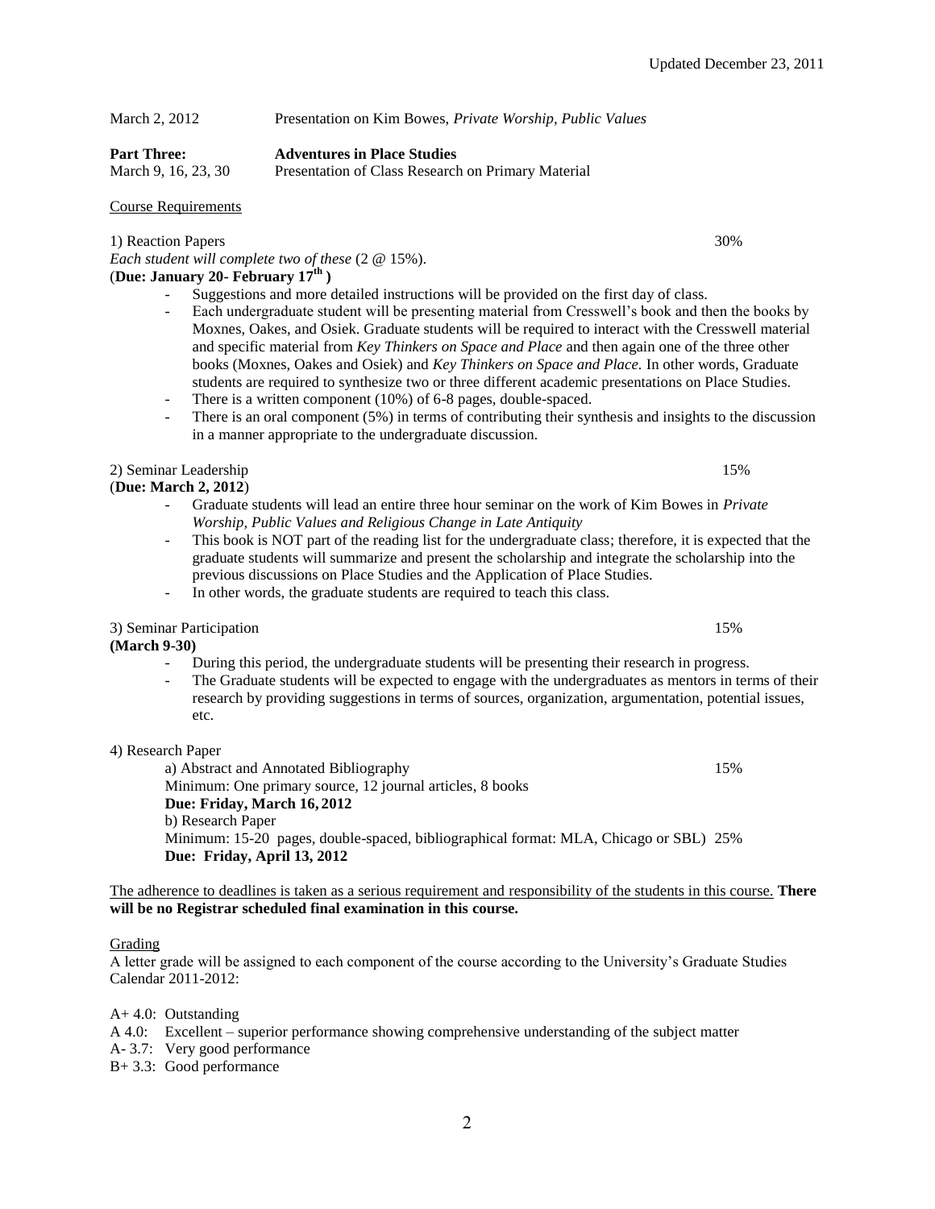Updated December 23, 2011

March 2, 2012 Presentation on Kim Bowes, *Private Worship, Public Values*

**Part Three:** **Adventures in Place Studies**
March 9, 16, 23, 30 Presentation of Class Research on Primary Material

## Course Requirements

1) Reaction Papers 30%
*Each student will complete two of these* (2 @ 15%).
(**Due: January 20- February 17th**)

- Suggestions and more detailed instructions will be provided on the first day of class.
- Each undergraduate student will be presenting material from Cresswell's book and then the books by Moxnes, Oakes, and Osiek. Graduate students will be required to interact with the Cresswell material and specific material from *Key Thinkers on Space and Place* and then again one of the three other books (Moxnes, Oakes and Osiek) and *Key Thinkers on Space and Place.* In other words, Graduate students are required to synthesize two or three different academic presentations on Place Studies.
- There is a written component (10%) of 6-8 pages, double-spaced.
- There is an oral component (5%) in terms of contributing their synthesis and insights to the discussion in a manner appropriate to the undergraduate discussion.

2) Seminar Leadership 15%
(**Due: March 2, 2012**)

- Graduate students will lead an entire three hour seminar on the work of Kim Bowes in *Private Worship, Public Values and Religious Change in Late Antiquity*
- This book is NOT part of the reading list for the undergraduate class; therefore, it is expected that the graduate students will summarize and present the scholarship and integrate the scholarship into the previous discussions on Place Studies and the Application of Place Studies.
- In other words, the graduate students are required to teach this class.

3) Seminar Participation 15%
**(March 9-30)**

- During this period, the undergraduate students will be presenting their research in progress.
- The Graduate students will be expected to engage with the undergraduates as mentors in terms of their research by providing suggestions in terms of sources, organization, argumentation, potential issues, etc.

4) Research Paper

a) Abstract and Annotated Bibliography 15%
Minimum: One primary source, 12 journal articles, 8 books
**Due: Friday, March 16, 2012**
b) Research Paper
Minimum: 15-20 pages, double-spaced, bibliographical format: MLA, Chicago or SBL) 25%
**Due: Friday, April 13, 2012**

The adherence to deadlines is taken as a serious requirement and responsibility of the students in this course. **There will be no Registrar scheduled final examination in this course.**

## Grading

A letter grade will be assigned to each component of the course according to the University's Graduate Studies Calendar 2011-2012:

A+ 4.0: Outstanding
A 4.0: Excellent – superior performance showing comprehensive understanding of the subject matter
A- 3.7: Very good performance
B+ 3.3: Good performance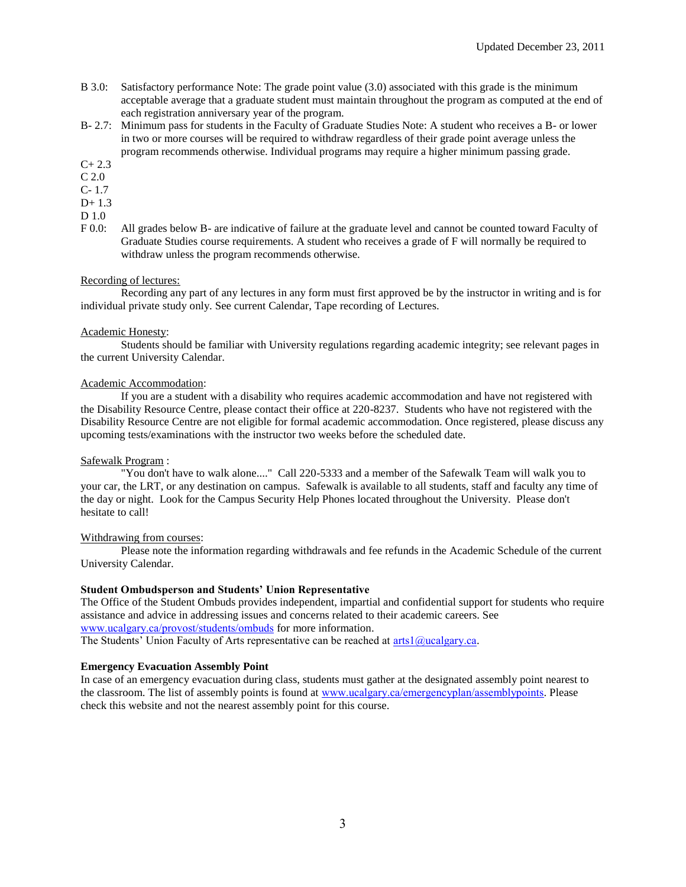B 3.0: Satisfactory performance Note: The grade point value (3.0) associated with this grade is the minimum acceptable average that a graduate student must maintain throughout the program as computed at the end of each registration anniversary year of the program.

B- 2.7: Minimum pass for students in the Faculty of Graduate Studies Note: A student who receives a B- or lower in two or more courses will be required to withdraw regardless of their grade point average unless the program recommends otherwise. Individual programs may require a higher minimum passing grade.

C+ 2.3

C 2.0

C- 1.7

D+ 1.3

D 1.0

F 0.0: All grades below B- are indicative of failure at the graduate level and cannot be counted toward Faculty of Graduate Studies course requirements. A student who receives a grade of F will normally be required to withdraw unless the program recommends otherwise.

Recording of lectures:

Recording any part of any lectures in any form must first approved be by the instructor in writing and is for individual private study only. See current Calendar, Tape recording of Lectures.

Academic Honesty:

Students should be familiar with University regulations regarding academic integrity; see relevant pages in the current University Calendar.

Academic Accommodation:

If you are a student with a disability who requires academic accommodation and have not registered with the Disability Resource Centre, please contact their office at 220-8237. Students who have not registered with the Disability Resource Centre are not eligible for formal academic accommodation. Once registered, please discuss any upcoming tests/examinations with the instructor two weeks before the scheduled date.

Safewalk Program :

"You don't have to walk alone...." Call 220-5333 and a member of the Safewalk Team will walk you to your car, the LRT, or any destination on campus. Safewalk is available to all students, staff and faculty any time of the day or night. Look for the Campus Security Help Phones located throughout the University. Please don't hesitate to call!

Withdrawing from courses:

Please note the information regarding withdrawals and fee refunds in the Academic Schedule of the current University Calendar.

**Student Ombudsperson and Students' Union Representative**

The Office of the Student Ombuds provides independent, impartial and confidential support for students who require assistance and advice in addressing issues and concerns related to their academic careers. See www.ucalgary.ca/provost/students/ombuds for more information.

The Students' Union Faculty of Arts representative can be reached at arts1@ucalgary.ca.

**Emergency Evacuation Assembly Point**

In case of an emergency evacuation during class, students must gather at the designated assembly point nearest to the classroom. The list of assembly points is found at www.ucalgary.ca/emergencyplan/assemblypoints. Please check this website and not the nearest assembly point for this course.